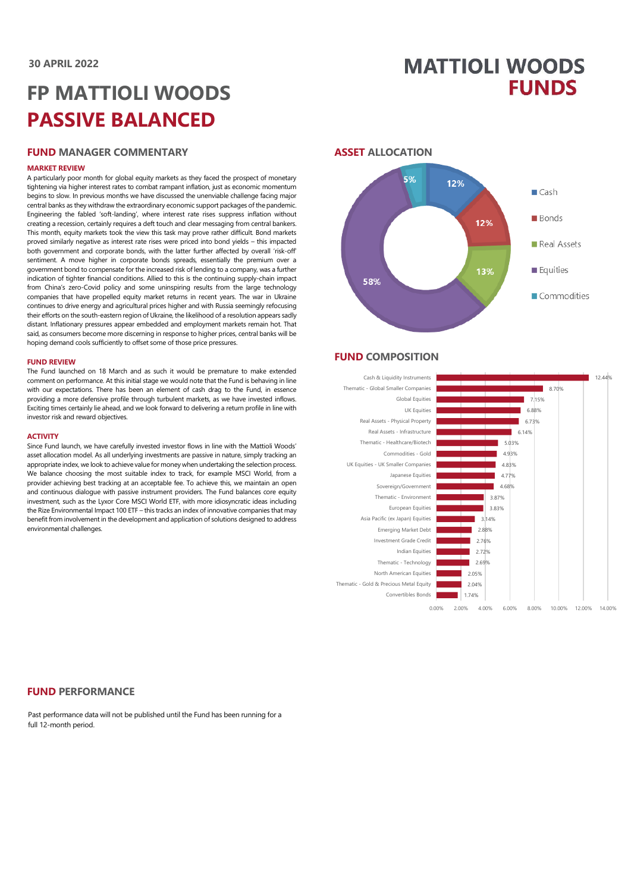30 APRIL 2022

# FP MATTIOLI WOODS PASSIVE BALANCED

MATTIOLI WOODS FUNDS

## FUND MANAGER COMMENTARY

### MARKET REVIEW

A particularly poor month for global equity markets as they faced the prospect of monetary tightening via higher interest rates to combat rampant inflation, just as economic momentum begins to slow. In previous months we have discussed the unenviable challenge facing major central banks as they withdraw the extraordinary economic support packages of the pandemic. Engineering the fabled 'soft-landing', where interest rate rises suppress inflation without creating a recession, certainly requires a deft touch and clear messaging from central bankers. This month, equity markets took the view this task may prove rather difficult. Bond markets proved similarly negative as interest rate rises were priced into bond yields – this impacted both government and corporate bonds, with the latter further affected by overall 'risk-off' sentiment. A move higher in corporate bonds spreads, essentially the premium over a government bond to compensate for the increased risk of lending to a company, was a further indication of tighter financial conditions. Allied to this is the continuing supply-chain impact from China's zero-Covid policy and some uninspiring results from the large technology companies that have propelled equity market returns in recent years. The war in Ukraine continues to drive energy and agricultural prices higher and with Russia seemingly refocusing their efforts on the south-eastern region of Ukraine, the likelihood of a resolution appears sadly distant. Inflationary pressures appear embedded and employment markets remain hot. That said, as consumers become more discerning in response to higher prices, central banks will be hoping demand cools sufficiently to offset some of those price pressures.

### FUND REVIEW

The Fund launched on 18 March and as such it would be premature to make extended comment on performance. At this initial stage we would note that the Fund is behaving in line with our expectations. There has been an element of cash drag to the Fund, in essence providing a more defensive profile through turbulent markets, as we have invested inflows. Exciting times certainly lie ahead, and we look forward to delivering a return profile in line with investor risk and reward objectives.

### ACTIVITY

Since Fund launch, we have carefully invested investor flows in line with the Mattioli Woods' asset allocation model. As all underlying investments are passive in nature, simply tracking an appropriate index, we look to achieve value for money when undertaking the selection process. We balance choosing the most suitable index to track, for example MSCI World, from a provider achieving best tracking at an acceptable fee. To achieve this, we maintain an open and continuous dialogue with passive instrument providers. The Fund balances core equity investment, such as the Lyxor Core MSCI World ETF, with more idiosyncratic ideas including the Rize Environmental Impact 100 ETF – this tracks an index of innovative companies that may benefit from involvement in the development and application of solutions designed to address environmental challenges.

## ASSET ALLOCATION

| Asset | Allocation |
|---|---|
| Cash | 12% |
| Bonds | 12% |
| Real Assets | 13% |
| Equities | 58% |
| Commodities | 5% |

## FUND COMPOSITION

| Holding | Weight |
|---|---|
| Cash & Liquidity Instruments | 12.44% |
| Thematic - Global Smaller Companies | 8.70% |
| Global Equities | 7.15% |
| UK Equities | 6.88% |
| Real Assets - Physical Property | 6.73% |
| Real Assets - Infrastructure | 6.14% |
| Thematic - Healthcare/Biotech | 5.03% |
| Commodities - Gold | 4.93% |
| UK Equities - UK Smaller Companies | 4.83% |
| Japanese Equities | 4.77% |
| Sovereign/Government | 4.68% |
| Thematic - Environment | 3.87% |
| European Equities | 3.83% |
| Asia Pacific (ex Japan) Equities | 3.14% |
| Emerging Market Debt | 2.88% |
| Investment Grade Credit | 2.76% |
| Indian Equities | 2.72% |
| Thematic - Technology | 2.69% |
| North American Equities | 2.05% |
| Thematic - Gold & Precious Metal Equity | 2.04% |
| Convertibles Bonds | 1.74% |

## FUND PERFORMANCE

Past performance data will not be published until the Fund has been running for a full 12-month period.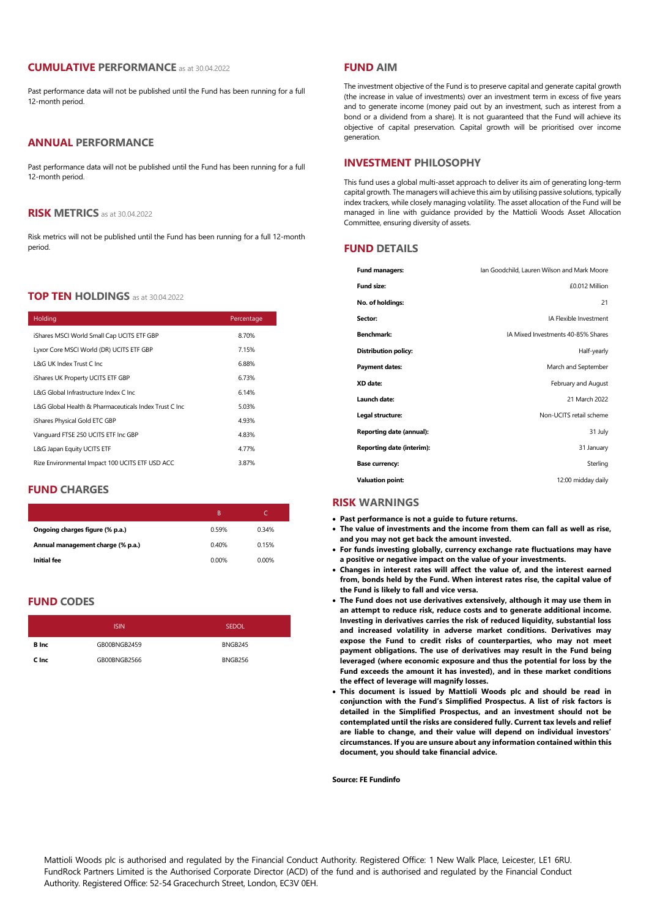## CUMULATIVE PERFORMANCE as at 30.04.2022

Past performance data will not be published until the Fund has been running for a full 12-month period.

## ANNUAL PERFORMANCE

Past performance data will not be published until the Fund has been running for a full 12-month period.

## RISK METRICS as at 30.04.2022

Risk metrics will not be published until the Fund has been running for a full 12-month period.

## TOP TEN HOLDINGS as at 30.04.2022

| Holding | Percentage |
|---|---|
| iShares MSCI World Small Cap UCITS ETF GBP | 8.70% |
| Lyxor Core MSCI World (DR) UCITS ETF GBP | 7.15% |
| L&G UK Index Trust C Inc | 6.88% |
| iShares UK Property UCITS ETF GBP | 6.73% |
| L&G Global Infrastructure Index C Inc | 6.14% |
| L&G Global Health & Pharmaceuticals Index Trust C Inc | 5.03% |
| iShares Physical Gold ETC GBP | 4.93% |
| Vanguard FTSE 250 UCITS ETF Inc GBP | 4.83% |
| L&G Japan Equity UCITS ETF | 4.77% |
| Rize Environmental Impact 100 UCITS ETF USD ACC | 3.87% |

## FUND CHARGES

| | B | C |
|---|---|---|
| **Ongoing charges figure (% p.a.)** | 0.59% | 0.34% |
| **Annual management charge (% p.a.)** | 0.40% | 0.15% |
| **Initial fee** | 0.00% | 0.00% |

## FUND CODES

| | ISIN | SEDOL |
|---|---|---|
| **B Inc** | GB00BNGB2459 | BNGB245 |
| **C Inc** | GB00BNGB2566 | BNGB256 |

## FUND AIM

The investment objective of the Fund is to preserve capital and generate capital growth (the increase in value of investments) over an investment term in excess of five years and to generate income (money paid out by an investment, such as interest from a bond or a dividend from a share). It is not guaranteed that the Fund will achieve its objective of capital preservation. Capital growth will be prioritised over income generation.

## INVESTMENT PHILOSOPHY

This fund uses a global multi-asset approach to deliver its aim of generating long-term capital growth. The managers will achieve this aim by utilising passive solutions, typically index trackers, while closely managing volatility. The asset allocation of the Fund will be managed in line with guidance provided by the Mattioli Woods Asset Allocation Committee, ensuring diversity of assets.

## FUND DETAILS

| | |
|---|---|
| **Fund managers:** | Ian Goodchild, Lauren Wilson and Mark Moore |
| **Fund size:** | £0.012 Million |
| **No. of holdings:** | 21 |
| **Sector:** | IA Flexible Investment |
| **Benchmark:** | IA Mixed Investments 40-85% Shares |
| **Distribution policy:** | Half-yearly |
| **Payment dates:** | March and September |
| **XD date:** | February and August |
| **Launch date:** | 21 March 2022 |
| **Legal structure:** | Non-UCITS retail scheme |
| **Reporting date (annual):** | 31 July |
| **Reporting date (interim):** | 31 January |
| **Base currency:** | Sterling |
| **Valuation point:** | 12:00 midday daily |

## RISK WARNINGS

- **Past performance is not a guide to future returns.**
- **The value of investments and the income from them can fall as well as rise, and you may not get back the amount invested.**
- **For funds investing globally, currency exchange rate fluctuations may have a positive or negative impact on the value of your investments.**
- **Changes in interest rates will affect the value of, and the interest earned from, bonds held by the Fund. When interest rates rise, the capital value of the Fund is likely to fall and vice versa.**
- **The Fund does not use derivatives extensively, although it may use them in an attempt to reduce risk, reduce costs and to generate additional income. Investing in derivatives carries the risk of reduced liquidity, substantial loss and increased volatility in adverse market conditions. Derivatives may expose the Fund to credit risks of counterparties, who may not meet payment obligations. The use of derivatives may result in the Fund being leveraged (where economic exposure and thus the potential for loss by the Fund exceeds the amount it has invested), and in these market conditions the effect of leverage will magnify losses.**
- **This document is issued by Mattioli Woods plc and should be read in conjunction with the Fund's Simplified Prospectus. A list of risk factors is detailed in the Simplified Prospectus, and an investment should not be contemplated until the risks are considered fully. Current tax levels and relief are liable to change, and their value will depend on individual investors' circumstances. If you are unsure about any information contained within this document, you should take financial advice.**

**Source: FE Fundinfo**

Mattioli Woods plc is authorised and regulated by the Financial Conduct Authority. Registered Office: 1 New Walk Place, Leicester, LE1 6RU. FundRock Partners Limited is the Authorised Corporate Director (ACD) of the fund and is authorised and regulated by the Financial Conduct Authority. Registered Office: 52-54 Gracechurch Street, London, EC3V 0EH.